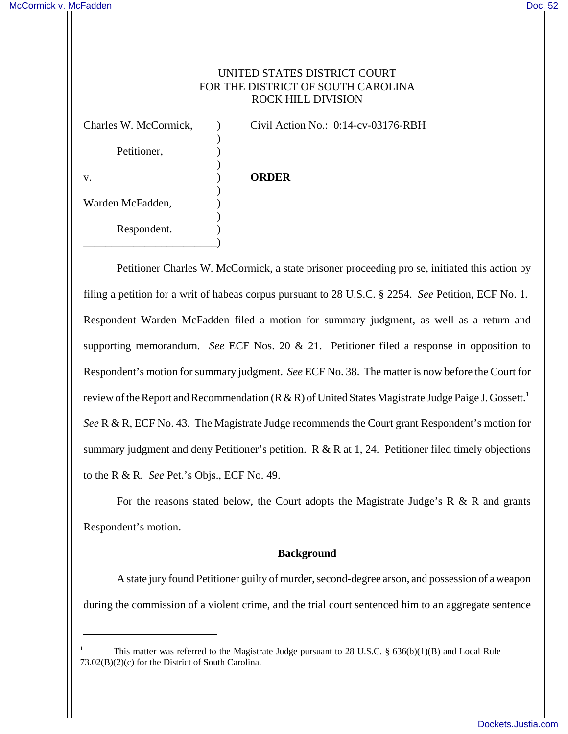UNITED STATES DISTRICT COURT
FOR THE DISTRICT OF SOUTH CAROLINA
ROCK HILL DIVISION

| | | |
|---|---|---|
| Charles W. McCormick, | ) | Civil Action No.: 0:14-cv-03176-RBH |
| | ) | |
| Petitioner, | ) | |
| | ) | |
| v. | ) | **ORDER** |
| | ) | |
| Warden McFadden, | ) | |
| | ) | |
| Respondent. | ) | |

Petitioner Charles W. McCormick, a state prisoner proceeding pro se, initiated this action by filing a petition for a writ of habeas corpus pursuant to 28 U.S.C. § 2254. *See* Petition, ECF No. 1. Respondent Warden McFadden filed a motion for summary judgment, as well as a return and supporting memorandum. *See* ECF Nos. 20 & 21. Petitioner filed a response in opposition to Respondent's motion for summary judgment. *See* ECF No. 38. The matter is now before the Court for review of the Report and Recommendation (R & R) of United States Magistrate Judge Paige J. Gossett.[1] *See* R & R, ECF No. 43. The Magistrate Judge recommends the Court grant Respondent's motion for summary judgment and deny Petitioner's petition. R & R at 1, 24. Petitioner filed timely objections to the R & R. *See* Pet.'s Objs., ECF No. 49.

For the reasons stated below, the Court adopts the Magistrate Judge's R & R and grants Respondent's motion.

## Background

A state jury found Petitioner guilty of murder, second-degree arson, and possession of a weapon during the commission of a violent crime, and the trial court sentenced him to an aggregate sentence

[1] This matter was referred to the Magistrate Judge pursuant to 28 U.S.C. § 636(b)(1)(B) and Local Rule 73.02(B)(2)(c) for the District of South Carolina.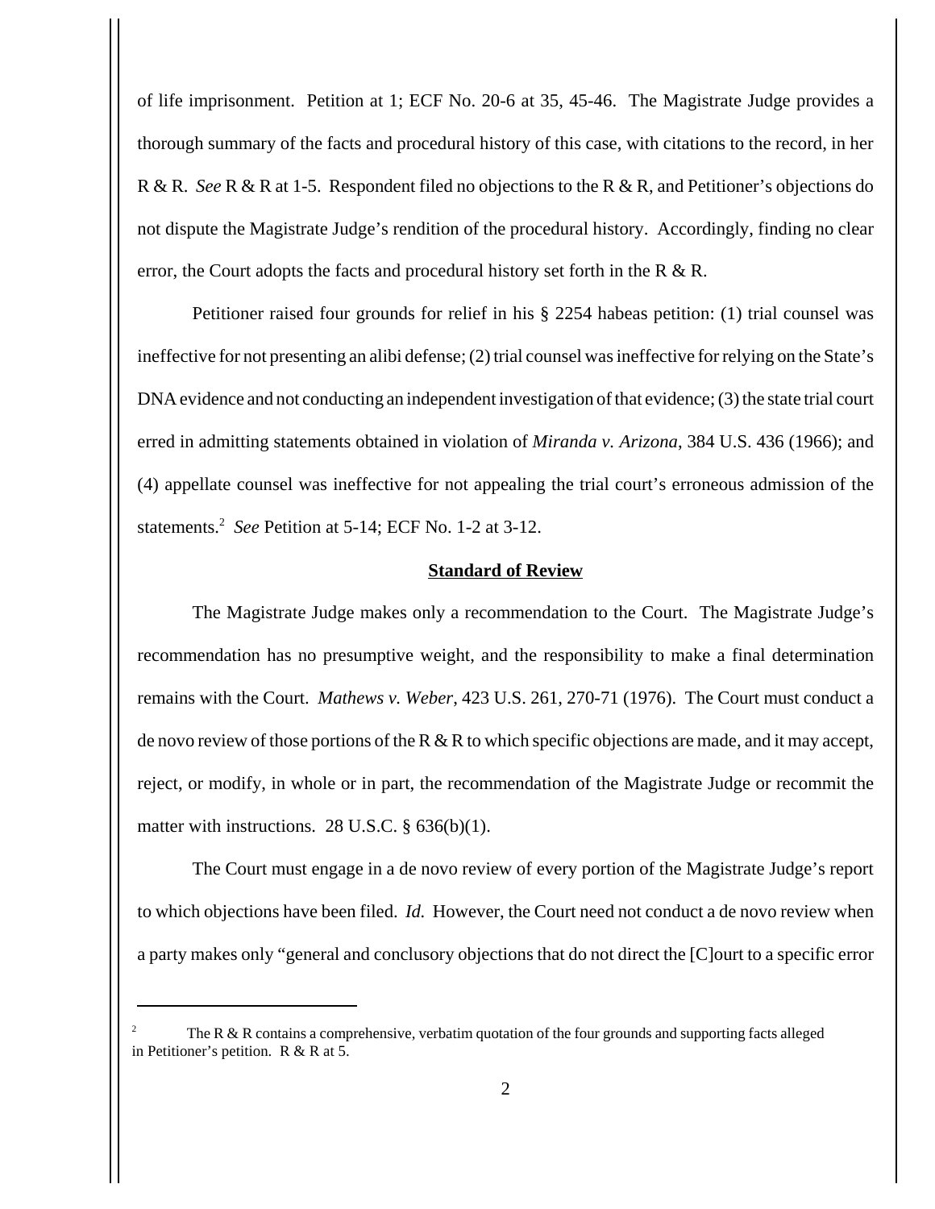of life imprisonment. Petition at 1; ECF No. 20-6 at 35, 45-46. The Magistrate Judge provides a thorough summary of the facts and procedural history of this case, with citations to the record, in her R & R. *See* R & R at 1-5. Respondent filed no objections to the R & R, and Petitioner's objections do not dispute the Magistrate Judge's rendition of the procedural history. Accordingly, finding no clear error, the Court adopts the facts and procedural history set forth in the R & R.

Petitioner raised four grounds for relief in his § 2254 habeas petition: (1) trial counsel was ineffective for not presenting an alibi defense; (2) trial counsel was ineffective for relying on the State's DNA evidence and not conducting an independent investigation of that evidence; (3) the state trial court erred in admitting statements obtained in violation of *Miranda v. Arizona*, 384 U.S. 436 (1966); and (4) appellate counsel was ineffective for not appealing the trial court's erroneous admission of the statements.[2] *See* Petition at 5-14; ECF No. 1-2 at 3-12.

## **Standard of Review**

The Magistrate Judge makes only a recommendation to the Court. The Magistrate Judge's recommendation has no presumptive weight, and the responsibility to make a final determination remains with the Court. *Mathews v. Weber*, 423 U.S. 261, 270-71 (1976). The Court must conduct a de novo review of those portions of the R & R to which specific objections are made, and it may accept, reject, or modify, in whole or in part, the recommendation of the Magistrate Judge or recommit the matter with instructions. 28 U.S.C. § 636(b)(1).

The Court must engage in a de novo review of every portion of the Magistrate Judge's report to which objections have been filed. *Id.* However, the Court need not conduct a de novo review when a party makes only "general and conclusory objections that do not direct the [C]ourt to a specific error

---

[2] The R & R contains a comprehensive, verbatim quotation of the four grounds and supporting facts alleged in Petitioner's petition. R & R at 5.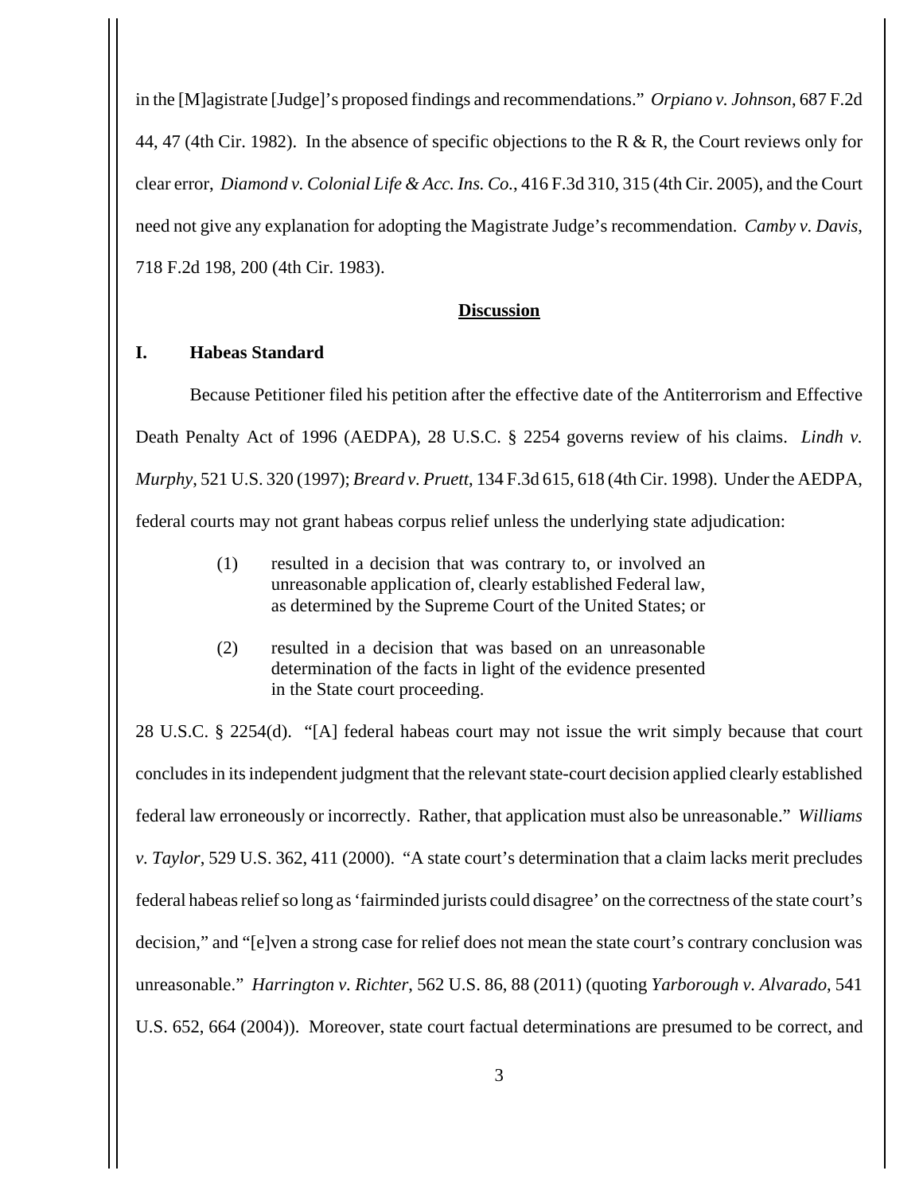in the [M]agistrate [Judge]'s proposed findings and recommendations." *Orpiano v. Johnson*, 687 F.2d 44, 47 (4th Cir. 1982). In the absence of specific objections to the R & R, the Court reviews only for clear error, *Diamond v. Colonial Life & Acc. Ins. Co.*, 416 F.3d 310, 315 (4th Cir. 2005), and the Court need not give any explanation for adopting the Magistrate Judge's recommendation. *Camby v. Davis*, 718 F.2d 198, 200 (4th Cir. 1983).

## <u>Discussion</u>

### I. Habeas Standard

Because Petitioner filed his petition after the effective date of the Antiterrorism and Effective Death Penalty Act of 1996 (AEDPA), 28 U.S.C. § 2254 governs review of his claims. *Lindh v. Murphy*, 521 U.S. 320 (1997); *Breard v. Pruett*, 134 F.3d 615, 618 (4th Cir. 1998). Under the AEDPA, federal courts may not grant habeas corpus relief unless the underlying state adjudication:

> (1) resulted in a decision that was contrary to, or involved an unreasonable application of, clearly established Federal law, as determined by the Supreme Court of the United States; or
>
> (2) resulted in a decision that was based on an unreasonable determination of the facts in light of the evidence presented in the State court proceeding.

28 U.S.C. § 2254(d). "[A] federal habeas court may not issue the writ simply because that court concludes in its independent judgment that the relevant state-court decision applied clearly established federal law erroneously or incorrectly. Rather, that application must also be unreasonable." *Williams v. Taylor*, 529 U.S. 362, 411 (2000). "A state court's determination that a claim lacks merit precludes federal habeas relief so long as 'fairminded jurists could disagree' on the correctness of the state court's decision," and "[e]ven a strong case for relief does not mean the state court's contrary conclusion was unreasonable." *Harrington v. Richter*, 562 U.S. 86, 88 (2011) (quoting *Yarborough v. Alvarado*, 541 U.S. 652, 664 (2004)). Moreover, state court factual determinations are presumed to be correct, and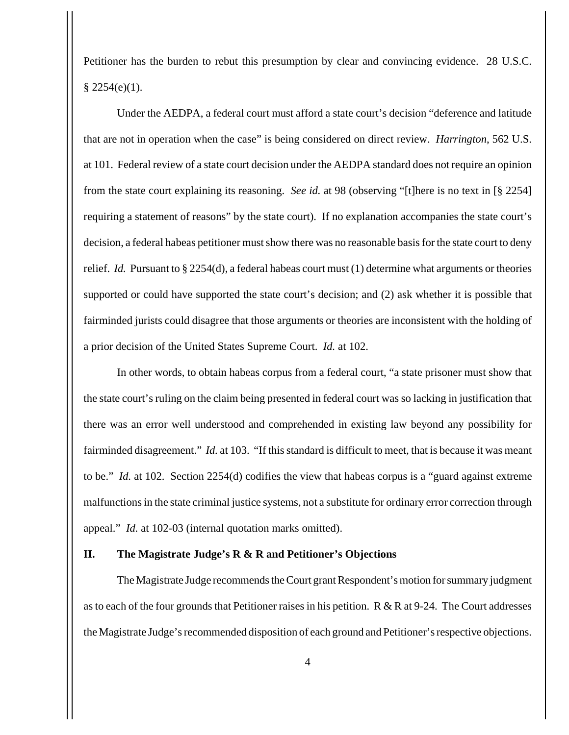Petitioner has the burden to rebut this presumption by clear and convincing evidence. 28 U.S.C. § 2254(e)(1).

Under the AEDPA, a federal court must afford a state court's decision "deference and latitude that are not in operation when the case" is being considered on direct review. *Harrington*, 562 U.S. at 101. Federal review of a state court decision under the AEDPA standard does not require an opinion from the state court explaining its reasoning. *See id.* at 98 (observing "[t]here is no text in [§ 2254] requiring a statement of reasons" by the state court). If no explanation accompanies the state court's decision, a federal habeas petitioner must show there was no reasonable basis for the state court to deny relief. *Id.* Pursuant to § 2254(d), a federal habeas court must (1) determine what arguments or theories supported or could have supported the state court's decision; and (2) ask whether it is possible that fairminded jurists could disagree that those arguments or theories are inconsistent with the holding of a prior decision of the United States Supreme Court. *Id.* at 102.

In other words, to obtain habeas corpus from a federal court, "a state prisoner must show that the state court's ruling on the claim being presented in federal court was so lacking in justification that there was an error well understood and comprehended in existing law beyond any possibility for fairminded disagreement." *Id.* at 103. "If this standard is difficult to meet, that is because it was meant to be." *Id.* at 102. Section 2254(d) codifies the view that habeas corpus is a "guard against extreme malfunctions in the state criminal justice systems, not a substitute for ordinary error correction through appeal." *Id.* at 102-03 (internal quotation marks omitted).

## II. The Magistrate Judge's R & R and Petitioner's Objections

The Magistrate Judge recommends the Court grant Respondent's motion for summary judgment as to each of the four grounds that Petitioner raises in his petition. R & R at 9-24. The Court addresses the Magistrate Judge's recommended disposition of each ground and Petitioner's respective objections.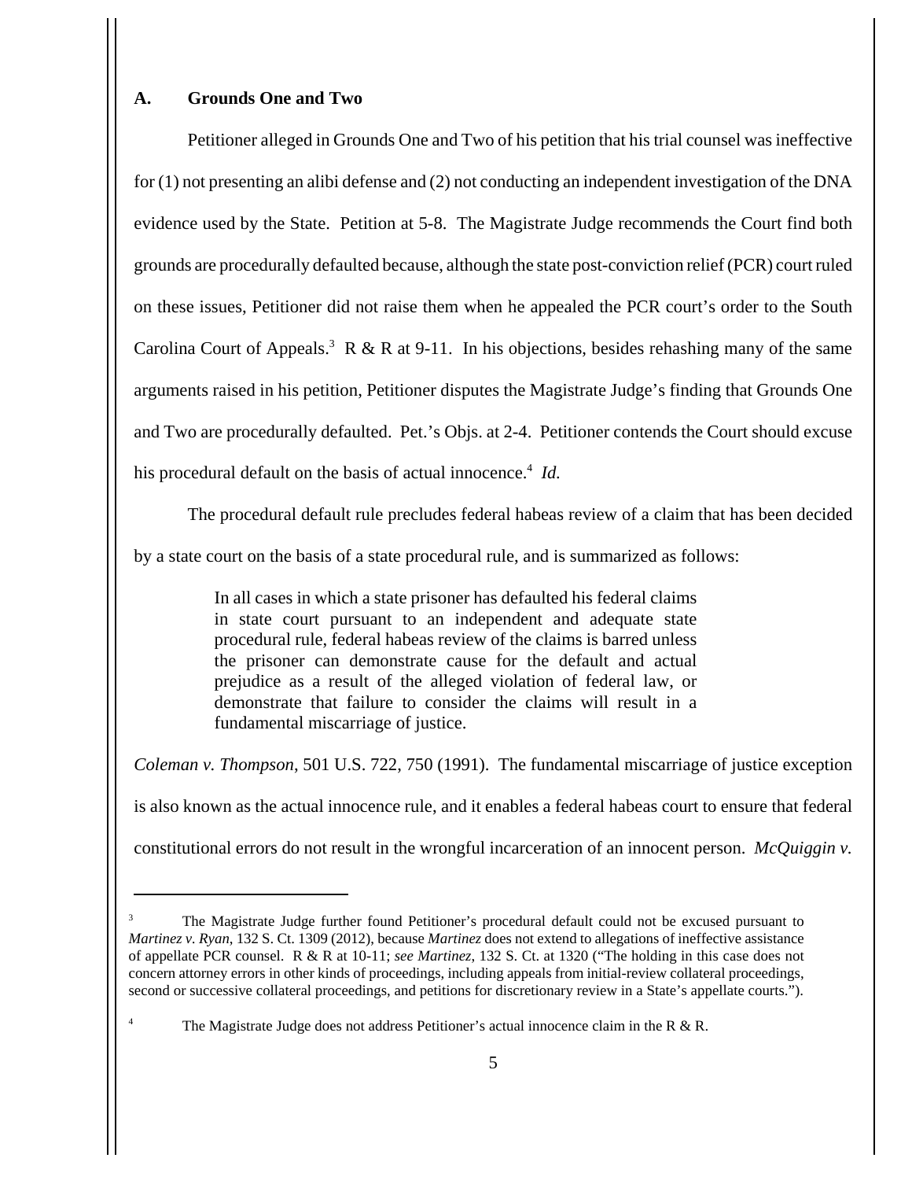### A. Grounds One and Two

Petitioner alleged in Grounds One and Two of his petition that his trial counsel was ineffective for (1) not presenting an alibi defense and (2) not conducting an independent investigation of the DNA evidence used by the State. Petition at 5-8. The Magistrate Judge recommends the Court find both grounds are procedurally defaulted because, although the state post-conviction relief (PCR) court ruled on these issues, Petitioner did not raise them when he appealed the PCR court's order to the South Carolina Court of Appeals.[3] R & R at 9-11. In his objections, besides rehashing many of the same arguments raised in his petition, Petitioner disputes the Magistrate Judge's finding that Grounds One and Two are procedurally defaulted. Pet.'s Objs. at 2-4. Petitioner contends the Court should excuse his procedural default on the basis of actual innocence.[4] *Id.*

The procedural default rule precludes federal habeas review of a claim that has been decided by a state court on the basis of a state procedural rule, and is summarized as follows:

> In all cases in which a state prisoner has defaulted his federal claims in state court pursuant to an independent and adequate state procedural rule, federal habeas review of the claims is barred unless the prisoner can demonstrate cause for the default and actual prejudice as a result of the alleged violation of federal law, or demonstrate that failure to consider the claims will result in a fundamental miscarriage of justice.

*Coleman v. Thompson*, 501 U.S. 722, 750 (1991). The fundamental miscarriage of justice exception is also known as the actual innocence rule, and it enables a federal habeas court to ensure that federal constitutional errors do not result in the wrongful incarceration of an innocent person. *McQuiggin v.*

---

[3] The Magistrate Judge further found Petitioner's procedural default could not be excused pursuant to *Martinez v. Ryan*, 132 S. Ct. 1309 (2012), because *Martinez* does not extend to allegations of ineffective assistance of appellate PCR counsel. R & R at 10-11; *see Martinez*, 132 S. Ct. at 1320 ("The holding in this case does not concern attorney errors in other kinds of proceedings, including appeals from initial-review collateral proceedings, second or successive collateral proceedings, and petitions for discretionary review in a State's appellate courts.").

[4] The Magistrate Judge does not address Petitioner's actual innocence claim in the R & R.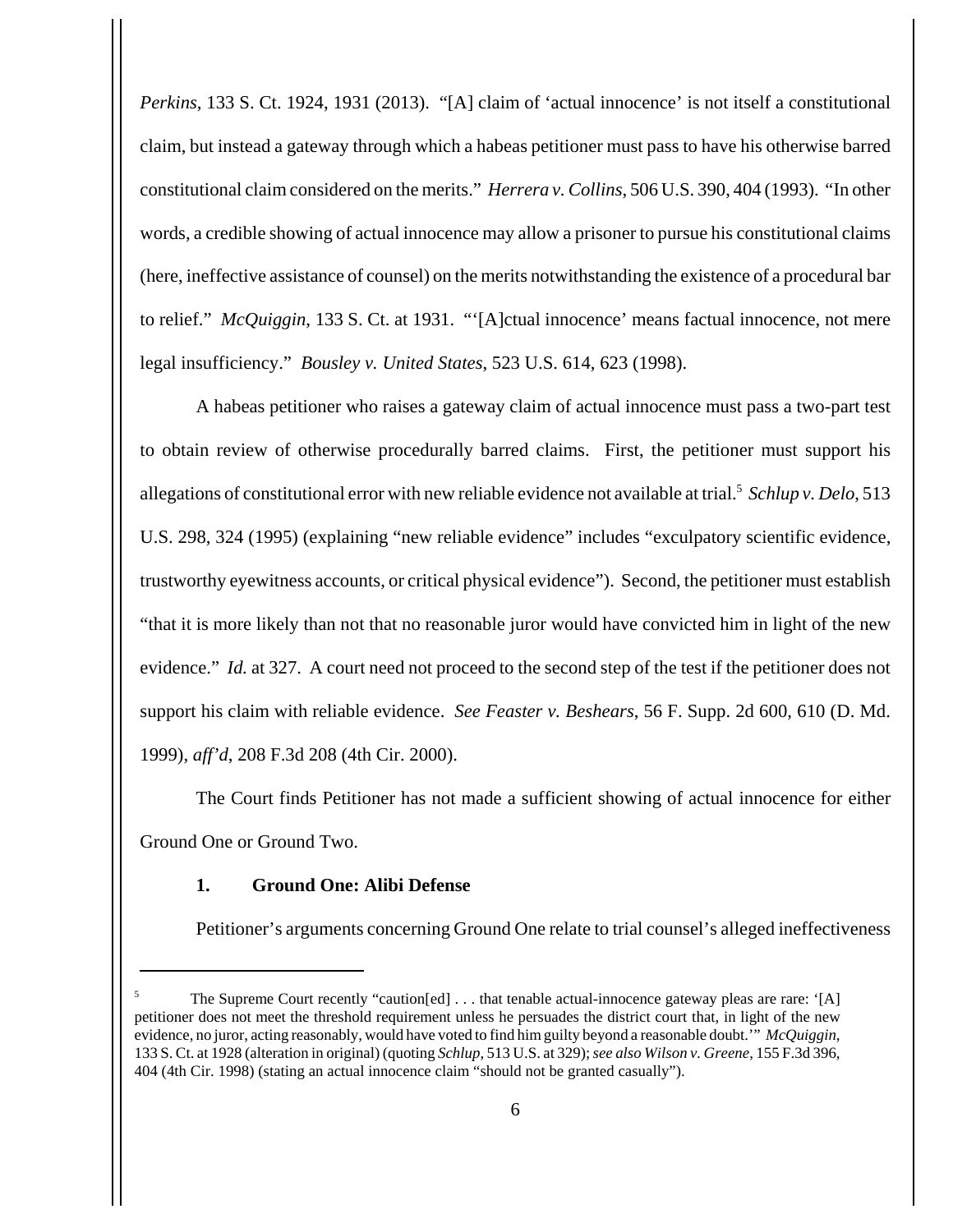*Perkins*, 133 S. Ct. 1924, 1931 (2013). "[A] claim of 'actual innocence' is not itself a constitutional claim, but instead a gateway through which a habeas petitioner must pass to have his otherwise barred constitutional claim considered on the merits." *Herrera v. Collins*, 506 U.S. 390, 404 (1993). "In other words, a credible showing of actual innocence may allow a prisoner to pursue his constitutional claims (here, ineffective assistance of counsel) on the merits notwithstanding the existence of a procedural bar to relief." *McQuiggin*, 133 S. Ct. at 1931. "'[A]ctual innocence' means factual innocence, not mere legal insufficiency." *Bousley v. United States*, 523 U.S. 614, 623 (1998).

A habeas petitioner who raises a gateway claim of actual innocence must pass a two-part test to obtain review of otherwise procedurally barred claims. First, the petitioner must support his allegations of constitutional error with new reliable evidence not available at trial.[5] *Schlup v. Delo*, 513 U.S. 298, 324 (1995) (explaining "new reliable evidence" includes "exculpatory scientific evidence, trustworthy eyewitness accounts, or critical physical evidence"). Second, the petitioner must establish "that it is more likely than not that no reasonable juror would have convicted him in light of the new evidence." *Id.* at 327. A court need not proceed to the second step of the test if the petitioner does not support his claim with reliable evidence. *See Feaster v. Beshears*, 56 F. Supp. 2d 600, 610 (D. Md. 1999), *aff'd*, 208 F.3d 208 (4th Cir. 2000).

The Court finds Petitioner has not made a sufficient showing of actual innocence for either Ground One or Ground Two.

#### 1. Ground One: Alibi Defense

Petitioner's arguments concerning Ground One relate to trial counsel's alleged ineffectiveness

---

[5] The Supreme Court recently "caution[ed] . . . that tenable actual-innocence gateway pleas are rare: '[A] petitioner does not meet the threshold requirement unless he persuades the district court that, in light of the new evidence, no juror, acting reasonably, would have voted to find him guilty beyond a reasonable doubt.'" *McQuiggin*, 133 S. Ct. at 1928 (alteration in original) (quoting *Schlup*, 513 U.S. at 329); *see also Wilson v. Greene*, 155 F.3d 396, 404 (4th Cir. 1998) (stating an actual innocence claim "should not be granted casually").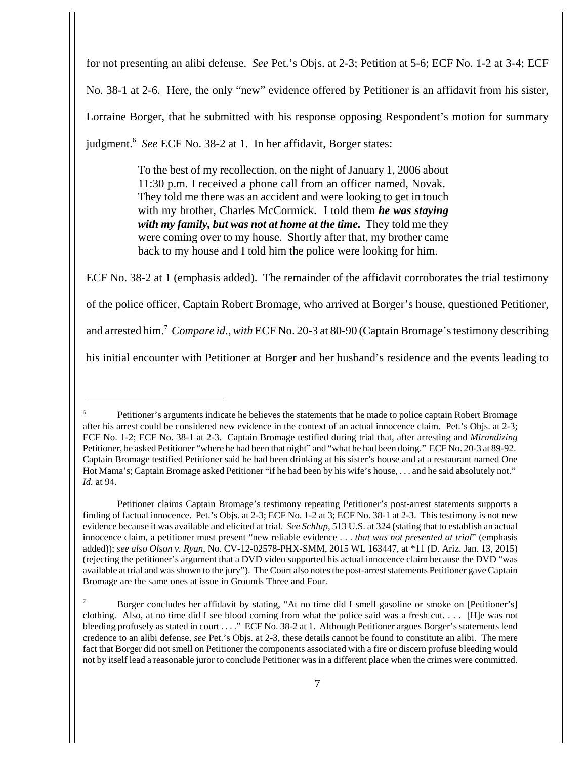for not presenting an alibi defense. *See* Pet.'s Objs. at 2-3; Petition at 5-6; ECF No. 1-2 at 3-4; ECF No. 38-1 at 2-6. Here, the only "new" evidence offered by Petitioner is an affidavit from his sister, Lorraine Borger, that he submitted with his response opposing Respondent's motion for summary judgment.[6] *See* ECF No. 38-2 at 1. In her affidavit, Borger states:

> To the best of my recollection, on the night of January 1, 2006 about 11:30 p.m. I received a phone call from an officer named, Novak. They told me there was an accident and were looking to get in touch with my brother, Charles McCormick. I told them ***he was staying with my family, but was not at home at the time.*** They told me they were coming over to my house. Shortly after that, my brother came back to my house and I told him the police were looking for him.

ECF No. 38-2 at 1 (emphasis added). The remainder of the affidavit corroborates the trial testimony of the police officer, Captain Robert Bromage, who arrived at Borger's house, questioned Petitioner, and arrested him.[7] *Compare id.*, *with* ECF No. 20-3 at 80-90 (Captain Bromage's testimony describing his initial encounter with Petitioner at Borger and her husband's residence and the events leading to

---

[6] Petitioner's arguments indicate he believes the statements that he made to police captain Robert Bromage after his arrest could be considered new evidence in the context of an actual innocence claim. Pet.'s Objs. at 2-3; ECF No. 1-2; ECF No. 38-1 at 2-3. Captain Bromage testified during trial that, after arresting and *Mirandizing* Petitioner, he asked Petitioner "where he had been that night" and "what he had been doing." ECF No. 20-3 at 89-92. Captain Bromage testified Petitioner said he had been drinking at his sister's house and at a restaurant named One Hot Mama's; Captain Bromage asked Petitioner "if he had been by his wife's house, . . . and he said absolutely not." *Id.* at 94.

Petitioner claims Captain Bromage's testimony repeating Petitioner's post-arrest statements supports a finding of factual innocence. Pet.'s Objs. at 2-3; ECF No. 1-2 at 3; ECF No. 38-1 at 2-3. This testimony is not new evidence because it was available and elicited at trial. *See Schlup*, 513 U.S. at 324 (stating that to establish an actual innocence claim, a petitioner must present "new reliable evidence . . . *that was not presented at trial*" (emphasis added)); *see also Olson v. Ryan*, No. CV-12-02578-PHX-SMM, 2015 WL 163447, at *11 (D. Ariz. Jan. 13, 2015) (rejecting the petitioner's argument that a DVD video supported his actual innocence claim because the DVD "was available at trial and was shown to the jury"). The Court also notes the post-arrest statements Petitioner gave Captain Bromage are the same ones at issue in Grounds Three and Four.

[7] Borger concludes her affidavit by stating, "At no time did I smell gasoline or smoke on [Petitioner's] clothing. Also, at no time did I see blood coming from what the police said was a fresh cut. . . . [H]e was not bleeding profusely as stated in court . . . ." ECF No. 38-2 at 1. Although Petitioner argues Borger's statements lend credence to an alibi defense, *see* Pet.'s Objs. at 2-3, these details cannot be found to constitute an alibi. The mere fact that Borger did not smell on Petitioner the components associated with a fire or discern profuse bleeding would not by itself lead a reasonable juror to conclude Petitioner was in a different place when the crimes were committed.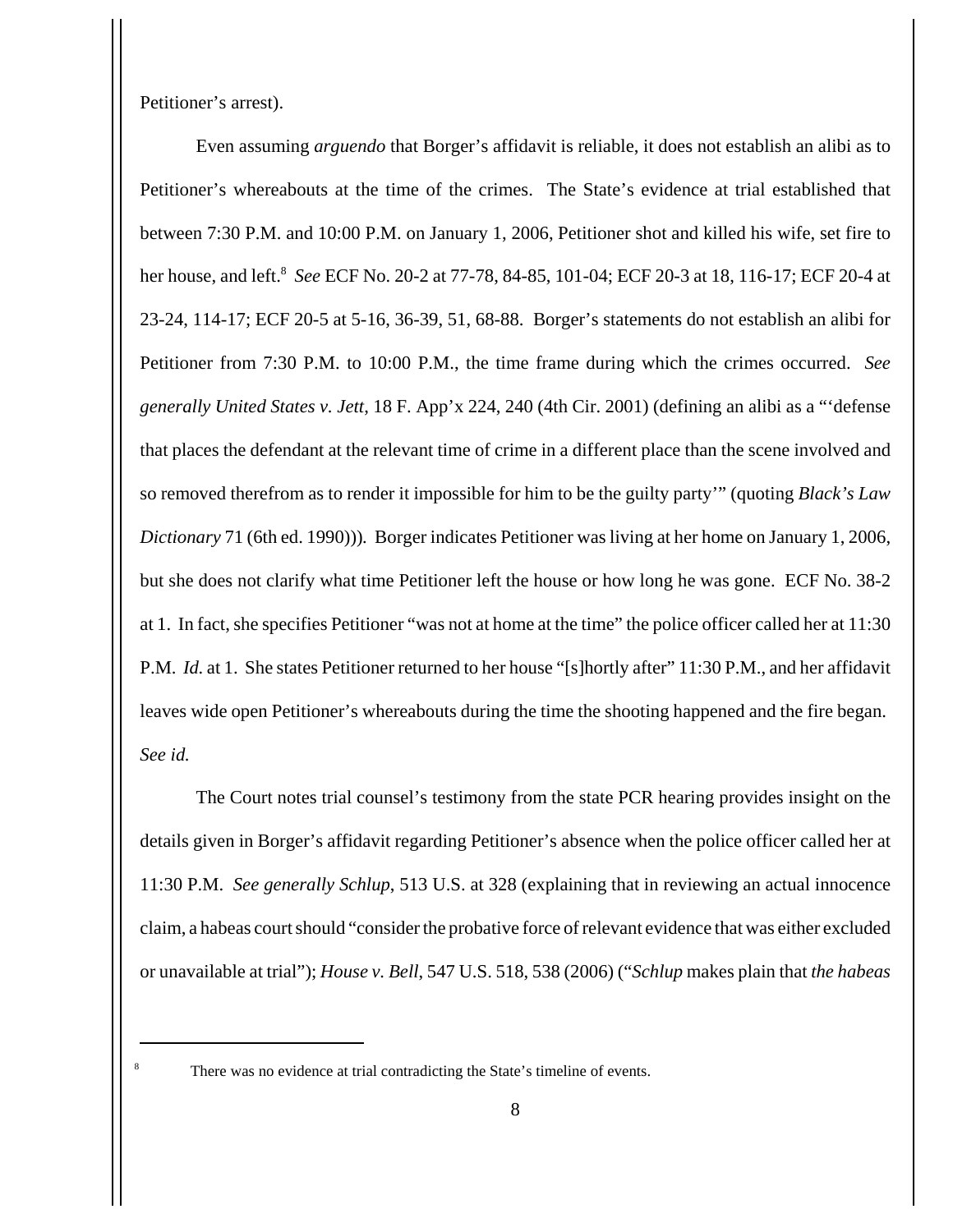Petitioner's arrest).

Even assuming *arguendo* that Borger's affidavit is reliable, it does not establish an alibi as to Petitioner's whereabouts at the time of the crimes. The State's evidence at trial established that between 7:30 P.M. and 10:00 P.M. on January 1, 2006, Petitioner shot and killed his wife, set fire to her house, and left.[8] *See* ECF No. 20-2 at 77-78, 84-85, 101-04; ECF 20-3 at 18, 116-17; ECF 20-4 at 23-24, 114-17; ECF 20-5 at 5-16, 36-39, 51, 68-88. Borger's statements do not establish an alibi for Petitioner from 7:30 P.M. to 10:00 P.M., the time frame during which the crimes occurred. *See generally United States v. Jett*, 18 F. App'x 224, 240 (4th Cir. 2001) (defining an alibi as a "'defense that places the defendant at the relevant time of crime in a different place than the scene involved and so removed therefrom as to render it impossible for him to be the guilty party'" (quoting *Black's Law Dictionary* 71 (6th ed. 1990))). Borger indicates Petitioner was living at her home on January 1, 2006, but she does not clarify what time Petitioner left the house or how long he was gone. ECF No. 38-2 at 1. In fact, she specifies Petitioner "was not at home at the time" the police officer called her at 11:30 P.M. *Id.* at 1. She states Petitioner returned to her house "[s]hortly after" 11:30 P.M., and her affidavit leaves wide open Petitioner's whereabouts during the time the shooting happened and the fire began. *See id.*

The Court notes trial counsel's testimony from the state PCR hearing provides insight on the details given in Borger's affidavit regarding Petitioner's absence when the police officer called her at 11:30 P.M. *See generally Schlup*, 513 U.S. at 328 (explaining that in reviewing an actual innocence claim, a habeas court should "consider the probative force of relevant evidence that was either excluded or unavailable at trial"); *House v. Bell*, 547 U.S. 518, 538 (2006) ("*Schlup* makes plain that *the habeas*

---

[8] There was no evidence at trial contradicting the State's timeline of events.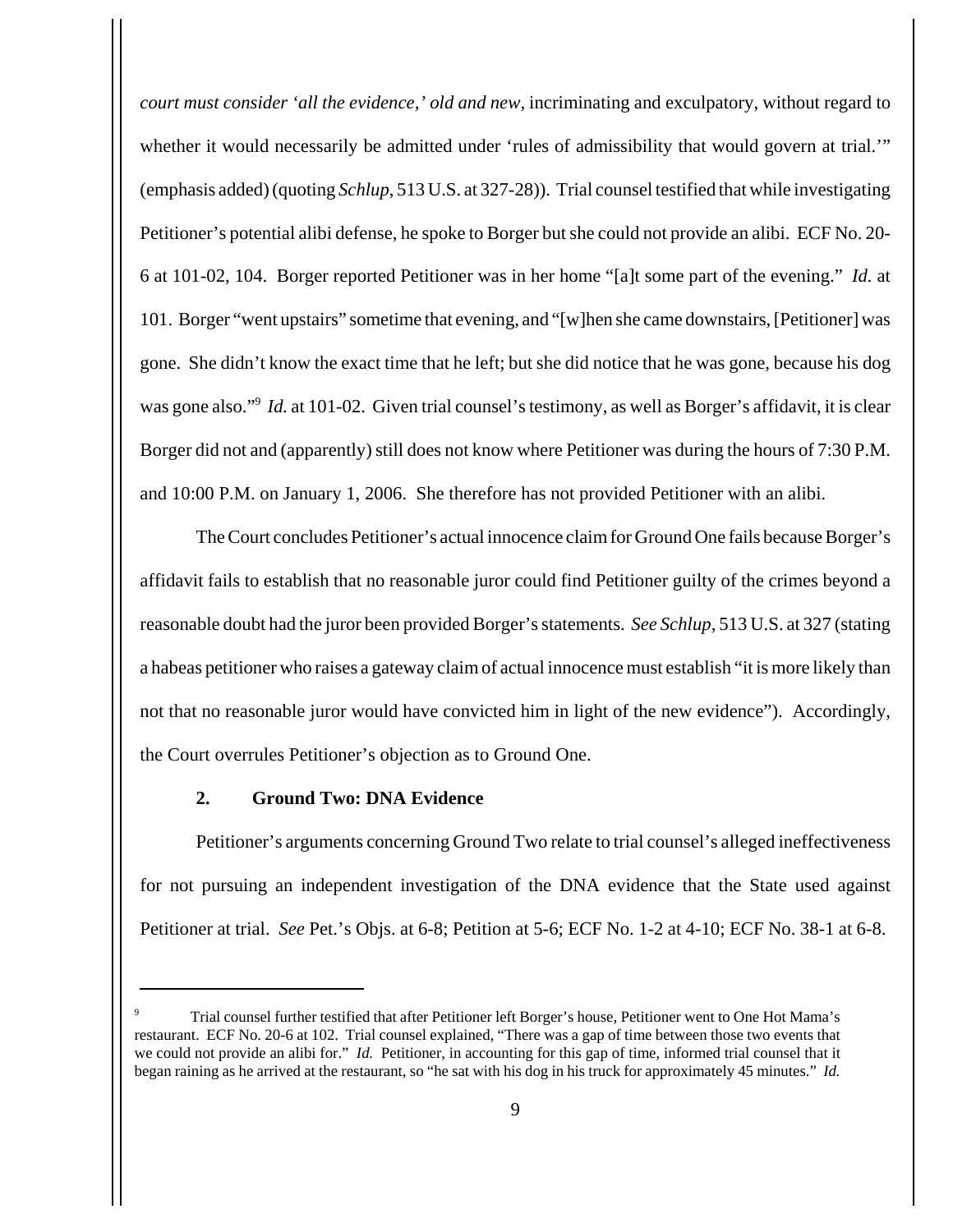*court must consider 'all the evidence,' old and new,* incriminating and exculpatory, without regard to whether it would necessarily be admitted under 'rules of admissibility that would govern at trial.'" (emphasis added) (quoting *Schlup*, 513 U.S. at 327-28)). Trial counsel testified that while investigating Petitioner's potential alibi defense, he spoke to Borger but she could not provide an alibi. ECF No. 20-6 at 101-02, 104. Borger reported Petitioner was in her home "[a]t some part of the evening." *Id.* at 101. Borger "went upstairs" sometime that evening, and "[w]hen she came downstairs, [Petitioner] was gone. She didn't know the exact time that he left; but she did notice that he was gone, because his dog was gone also."[9] *Id.* at 101-02. Given trial counsel's testimony, as well as Borger's affidavit, it is clear Borger did not and (apparently) still does not know where Petitioner was during the hours of 7:30 P.M. and 10:00 P.M. on January 1, 2006. She therefore has not provided Petitioner with an alibi.

The Court concludes Petitioner's actual innocence claim for Ground One fails because Borger's affidavit fails to establish that no reasonable juror could find Petitioner guilty of the crimes beyond a reasonable doubt had the juror been provided Borger's statements. *See Schlup*, 513 U.S. at 327 (stating a habeas petitioner who raises a gateway claim of actual innocence must establish "it is more likely than not that no reasonable juror would have convicted him in light of the new evidence"). Accordingly, the Court overrules Petitioner's objection as to Ground One.

**2. Ground Two: DNA Evidence**

Petitioner's arguments concerning Ground Two relate to trial counsel's alleged ineffectiveness for not pursuing an independent investigation of the DNA evidence that the State used against Petitioner at trial. *See* Pet.'s Objs. at 6-8; Petition at 5-6; ECF No. 1-2 at 4-10; ECF No. 38-1 at 6-8.

---

[9] Trial counsel further testified that after Petitioner left Borger's house, Petitioner went to One Hot Mama's restaurant. ECF No. 20-6 at 102. Trial counsel explained, "There was a gap of time between those two events that we could not provide an alibi for." *Id.* Petitioner, in accounting for this gap of time, informed trial counsel that it began raining as he arrived at the restaurant, so "he sat with his dog in his truck for approximately 45 minutes." *Id.*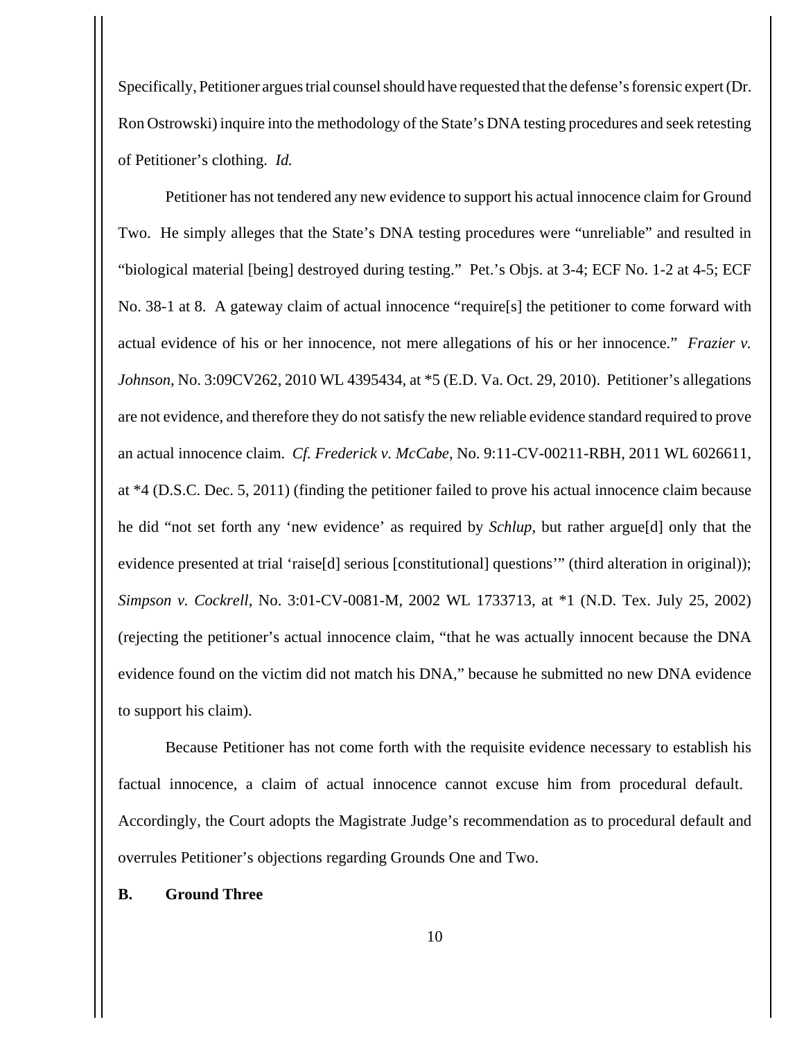Specifically, Petitioner argues trial counsel should have requested that the defense's forensic expert (Dr. Ron Ostrowski) inquire into the methodology of the State's DNA testing procedures and seek retesting of Petitioner's clothing. *Id.*

Petitioner has not tendered any new evidence to support his actual innocence claim for Ground Two. He simply alleges that the State's DNA testing procedures were "unreliable" and resulted in "biological material [being] destroyed during testing." Pet.'s Objs. at 3-4; ECF No. 1-2 at 4-5; ECF No. 38-1 at 8. A gateway claim of actual innocence "require[s] the petitioner to come forward with actual evidence of his or her innocence, not mere allegations of his or her innocence." *Frazier v. Johnson*, No. 3:09CV262, 2010 WL 4395434, at *5 (E.D. Va. Oct. 29, 2010). Petitioner's allegations are not evidence, and therefore they do not satisfy the new reliable evidence standard required to prove an actual innocence claim. *Cf. Frederick v. McCabe*, No. 9:11-CV-00211-RBH, 2011 WL 6026611, at *4 (D.S.C. Dec. 5, 2011) (finding the petitioner failed to prove his actual innocence claim because he did "not set forth any 'new evidence' as required by *Schlup*, but rather argue[d] only that the evidence presented at trial 'raise[d] serious [constitutional] questions'" (third alteration in original)); *Simpson v. Cockrell*, No. 3:01-CV-0081-M, 2002 WL 1733713, at *1 (N.D. Tex. July 25, 2002) (rejecting the petitioner's actual innocence claim, "that he was actually innocent because the DNA evidence found on the victim did not match his DNA," because he submitted no new DNA evidence to support his claim).

Because Petitioner has not come forth with the requisite evidence necessary to establish his factual innocence, a claim of actual innocence cannot excuse him from procedural default. Accordingly, the Court adopts the Magistrate Judge's recommendation as to procedural default and overrules Petitioner's objections regarding Grounds One and Two.

### B. Ground Three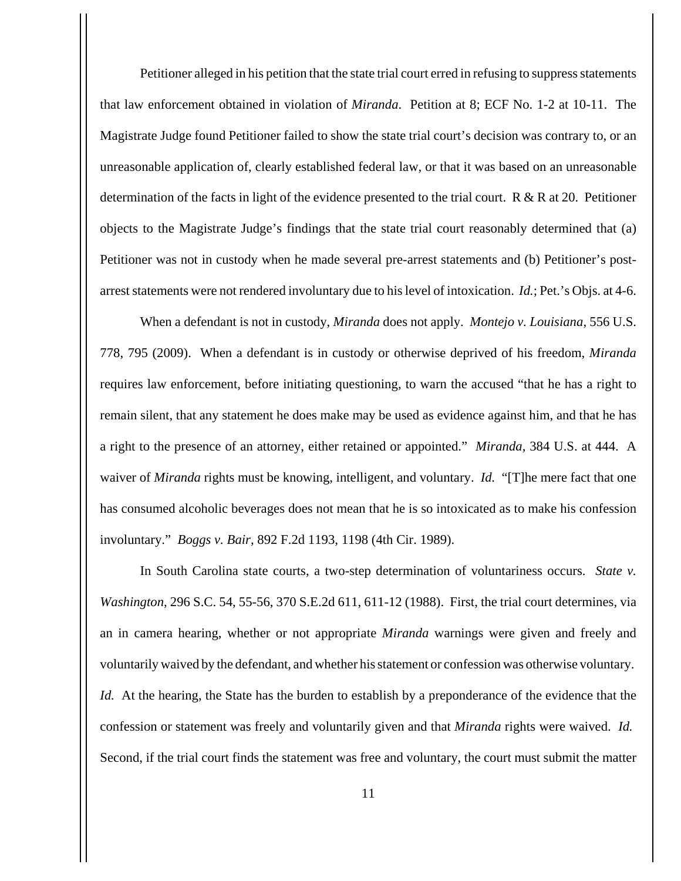Petitioner alleged in his petition that the state trial court erred in refusing to suppress statements that law enforcement obtained in violation of *Miranda*. Petition at 8; ECF No. 1-2 at 10-11. The Magistrate Judge found Petitioner failed to show the state trial court's decision was contrary to, or an unreasonable application of, clearly established federal law, or that it was based on an unreasonable determination of the facts in light of the evidence presented to the trial court. R & R at 20. Petitioner objects to the Magistrate Judge's findings that the state trial court reasonably determined that (a) Petitioner was not in custody when he made several pre-arrest statements and (b) Petitioner's post-arrest statements were not rendered involuntary due to his level of intoxication. *Id.*; Pet.'s Objs. at 4-6.

When a defendant is not in custody, *Miranda* does not apply. *Montejo v. Louisiana*, 556 U.S. 778, 795 (2009). When a defendant is in custody or otherwise deprived of his freedom, *Miranda* requires law enforcement, before initiating questioning, to warn the accused "that he has a right to remain silent, that any statement he does make may be used as evidence against him, and that he has a right to the presence of an attorney, either retained or appointed." *Miranda*, 384 U.S. at 444. A waiver of *Miranda* rights must be knowing, intelligent, and voluntary. *Id.* "[T]he mere fact that one has consumed alcoholic beverages does not mean that he is so intoxicated as to make his confession involuntary." *Boggs v. Bair*, 892 F.2d 1193, 1198 (4th Cir. 1989).

In South Carolina state courts, a two-step determination of voluntariness occurs. *State v. Washington*, 296 S.C. 54, 55-56, 370 S.E.2d 611, 611-12 (1988). First, the trial court determines, via an in camera hearing, whether or not appropriate *Miranda* warnings were given and freely and voluntarily waived by the defendant, and whether his statement or confession was otherwise voluntary. *Id.* At the hearing, the State has the burden to establish by a preponderance of the evidence that the confession or statement was freely and voluntarily given and that *Miranda* rights were waived. *Id.* Second, if the trial court finds the statement was free and voluntary, the court must submit the matter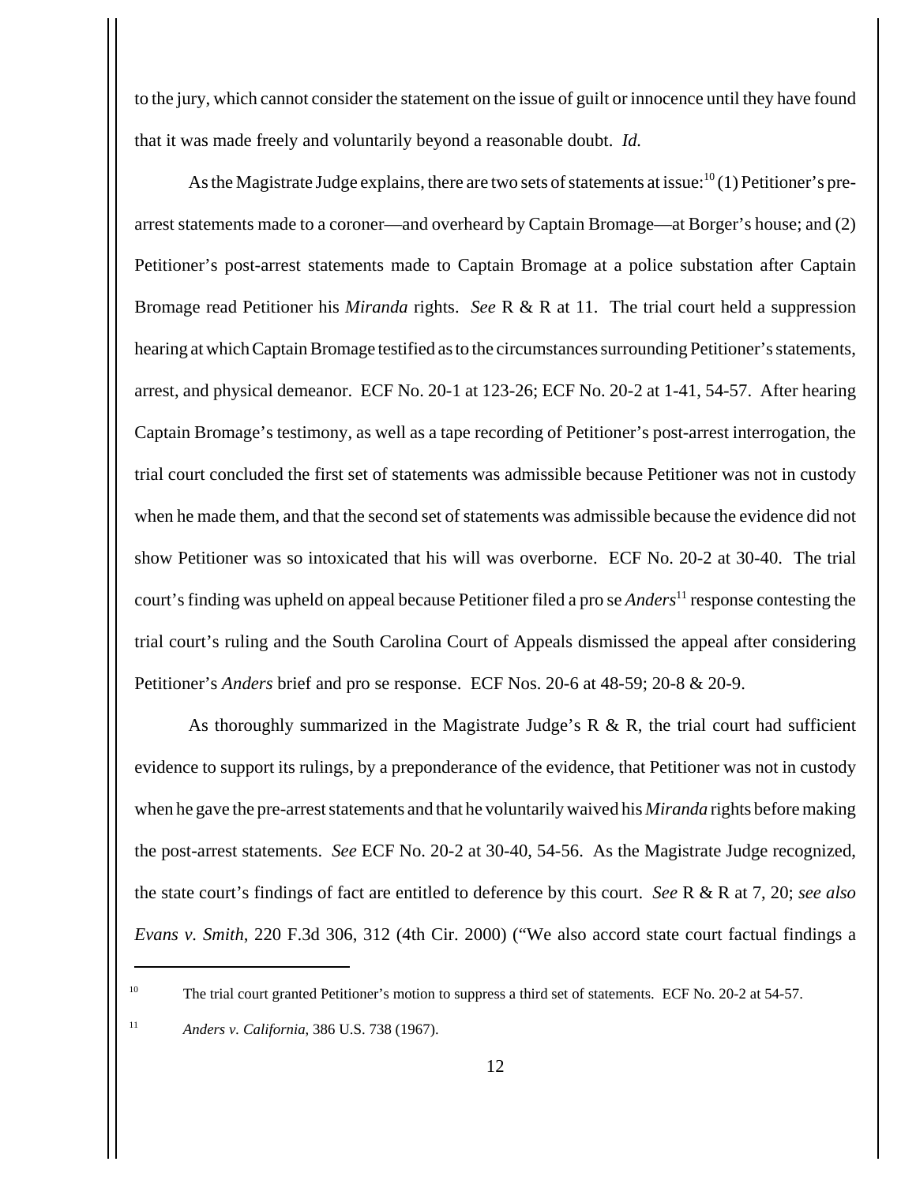to the jury, which cannot consider the statement on the issue of guilt or innocence until they have found that it was made freely and voluntarily beyond a reasonable doubt. *Id.*

As the Magistrate Judge explains, there are two sets of statements at issue:[10] (1) Petitioner's pre-arrest statements made to a coroner—and overheard by Captain Bromage—at Borger's house; and (2) Petitioner's post-arrest statements made to Captain Bromage at a police substation after Captain Bromage read Petitioner his *Miranda* rights. *See* R & R at 11. The trial court held a suppression hearing at which Captain Bromage testified as to the circumstances surrounding Petitioner's statements, arrest, and physical demeanor. ECF No. 20-1 at 123-26; ECF No. 20-2 at 1-41, 54-57. After hearing Captain Bromage's testimony, as well as a tape recording of Petitioner's post-arrest interrogation, the trial court concluded the first set of statements was admissible because Petitioner was not in custody when he made them, and that the second set of statements was admissible because the evidence did not show Petitioner was so intoxicated that his will was overborne. ECF No. 20-2 at 30-40. The trial court's finding was upheld on appeal because Petitioner filed a pro se *Anders*[11] response contesting the trial court's ruling and the South Carolina Court of Appeals dismissed the appeal after considering Petitioner's *Anders* brief and pro se response. ECF Nos. 20-6 at 48-59; 20-8 & 20-9.

As thoroughly summarized in the Magistrate Judge's R & R, the trial court had sufficient evidence to support its rulings, by a preponderance of the evidence, that Petitioner was not in custody when he gave the pre-arrest statements and that he voluntarily waived his *Miranda* rights before making the post-arrest statements. *See* ECF No. 20-2 at 30-40, 54-56. As the Magistrate Judge recognized, the state court's findings of fact are entitled to deference by this court. *See* R & R at 7, 20; *see also* *Evans v. Smith*, 220 F.3d 306, 312 (4th Cir. 2000) ("We also accord state court factual findings a

---

[10] The trial court granted Petitioner's motion to suppress a third set of statements. ECF No. 20-2 at 54-57.

[11] *Anders v. California*, 386 U.S. 738 (1967).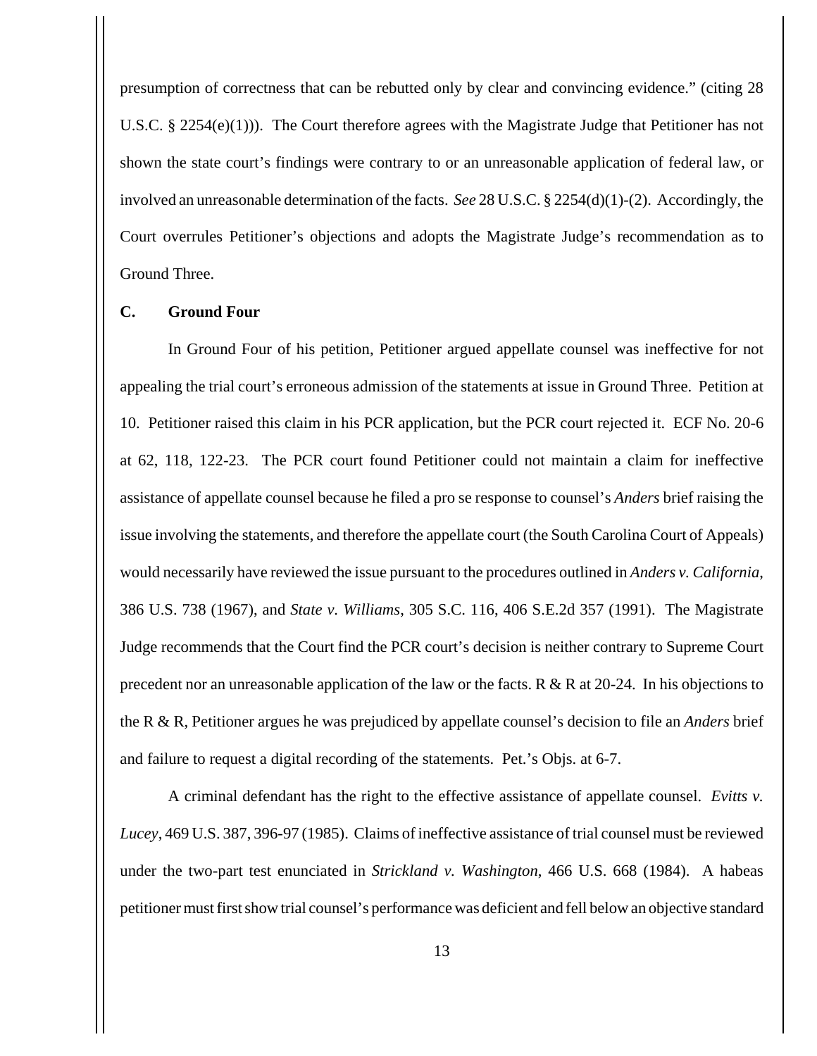presumption of correctness that can be rebutted only by clear and convincing evidence." (citing 28 U.S.C. § 2254(e)(1))). The Court therefore agrees with the Magistrate Judge that Petitioner has not shown the state court's findings were contrary to or an unreasonable application of federal law, or involved an unreasonable determination of the facts. *See* 28 U.S.C. § 2254(d)(1)-(2). Accordingly, the Court overrules Petitioner's objections and adopts the Magistrate Judge's recommendation as to Ground Three.

### C. Ground Four

In Ground Four of his petition, Petitioner argued appellate counsel was ineffective for not appealing the trial court's erroneous admission of the statements at issue in Ground Three. Petition at 10. Petitioner raised this claim in his PCR application, but the PCR court rejected it. ECF No. 20-6 at 62, 118, 122-23. The PCR court found Petitioner could not maintain a claim for ineffective assistance of appellate counsel because he filed a pro se response to counsel's *Anders* brief raising the issue involving the statements, and therefore the appellate court (the South Carolina Court of Appeals) would necessarily have reviewed the issue pursuant to the procedures outlined in *Anders v. California*, 386 U.S. 738 (1967), and *State v. Williams*, 305 S.C. 116, 406 S.E.2d 357 (1991). The Magistrate Judge recommends that the Court find the PCR court's decision is neither contrary to Supreme Court precedent nor an unreasonable application of the law or the facts. R & R at 20-24. In his objections to the R & R, Petitioner argues he was prejudiced by appellate counsel's decision to file an *Anders* brief and failure to request a digital recording of the statements. Pet.'s Objs. at 6-7.

A criminal defendant has the right to the effective assistance of appellate counsel. *Evitts v. Lucey*, 469 U.S. 387, 396-97 (1985). Claims of ineffective assistance of trial counsel must be reviewed under the two-part test enunciated in *Strickland v. Washington*, 466 U.S. 668 (1984). A habeas petitioner must first show trial counsel's performance was deficient and fell below an objective standard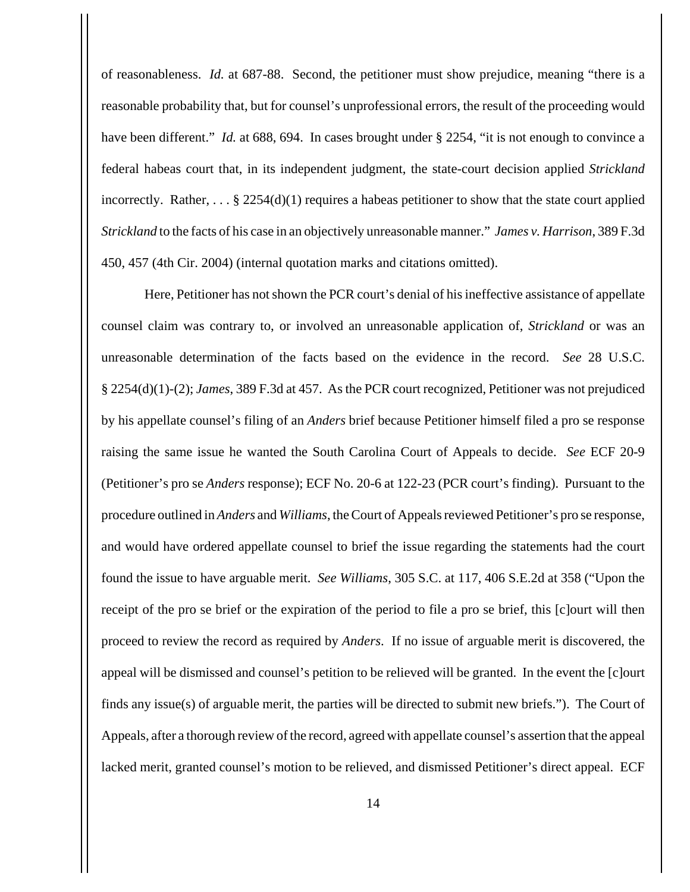of reasonableness. *Id.* at 687-88. Second, the petitioner must show prejudice, meaning "there is a reasonable probability that, but for counsel's unprofessional errors, the result of the proceeding would have been different." *Id.* at 688, 694. In cases brought under § 2254, "it is not enough to convince a federal habeas court that, in its independent judgment, the state-court decision applied *Strickland* incorrectly. Rather, . . . § 2254(d)(1) requires a habeas petitioner to show that the state court applied *Strickland* to the facts of his case in an objectively unreasonable manner." *James v. Harrison*, 389 F.3d 450, 457 (4th Cir. 2004) (internal quotation marks and citations omitted).

Here, Petitioner has not shown the PCR court's denial of his ineffective assistance of appellate counsel claim was contrary to, or involved an unreasonable application of, *Strickland* or was an unreasonable determination of the facts based on the evidence in the record. *See* 28 U.S.C. § 2254(d)(1)-(2); *James*, 389 F.3d at 457. As the PCR court recognized, Petitioner was not prejudiced by his appellate counsel's filing of an *Anders* brief because Petitioner himself filed a pro se response raising the same issue he wanted the South Carolina Court of Appeals to decide. *See* ECF 20-9 (Petitioner's pro se *Anders* response); ECF No. 20-6 at 122-23 (PCR court's finding). Pursuant to the procedure outlined in *Anders* and *Williams*, the Court of Appeals reviewed Petitioner's pro se response, and would have ordered appellate counsel to brief the issue regarding the statements had the court found the issue to have arguable merit. *See Williams*, 305 S.C. at 117, 406 S.E.2d at 358 ("Upon the receipt of the pro se brief or the expiration of the period to file a pro se brief, this [c]ourt will then proceed to review the record as required by *Anders*. If no issue of arguable merit is discovered, the appeal will be dismissed and counsel's petition to be relieved will be granted. In the event the [c]ourt finds any issue(s) of arguable merit, the parties will be directed to submit new briefs."). The Court of Appeals, after a thorough review of the record, agreed with appellate counsel's assertion that the appeal lacked merit, granted counsel's motion to be relieved, and dismissed Petitioner's direct appeal. ECF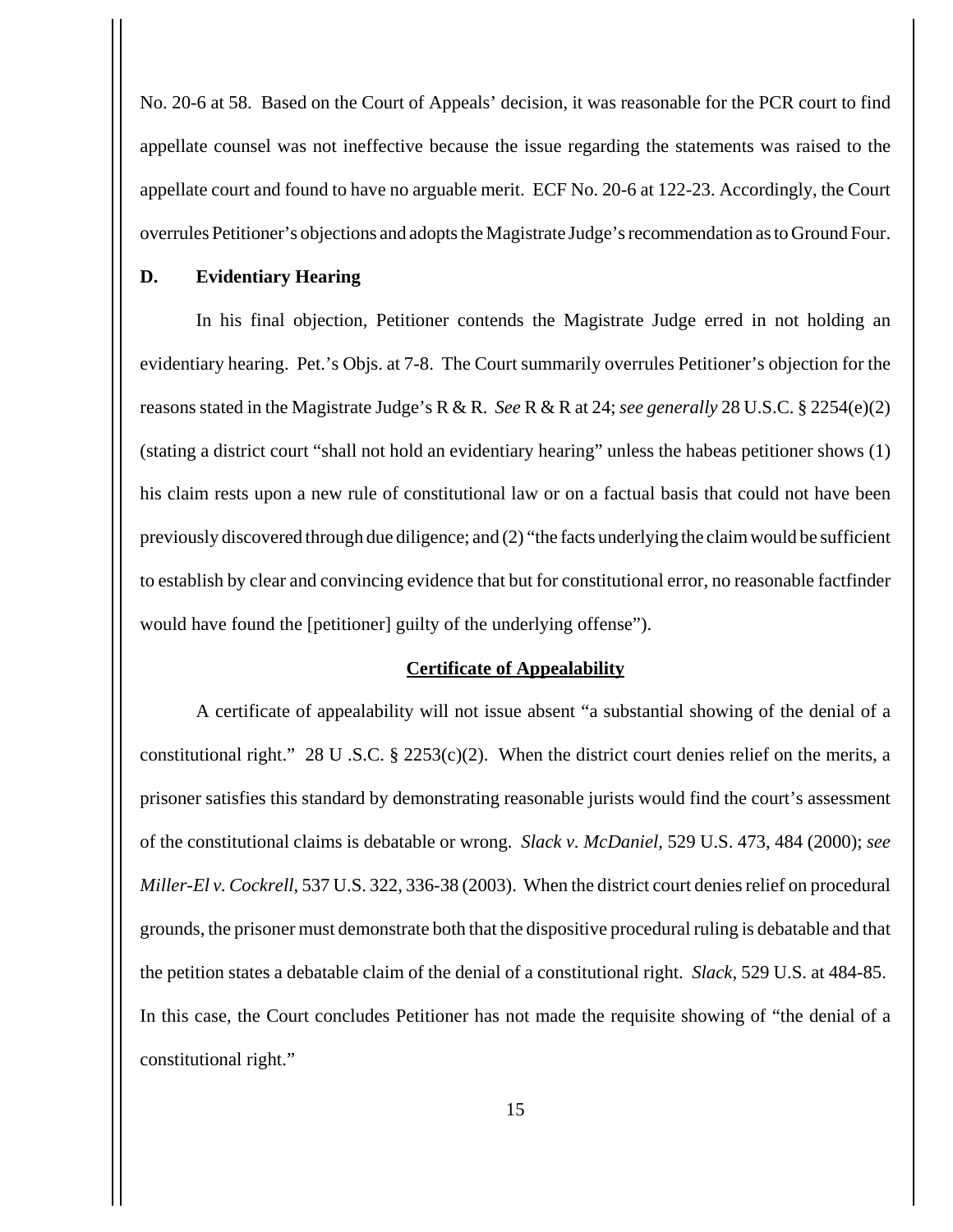No. 20-6 at 58. Based on the Court of Appeals' decision, it was reasonable for the PCR court to find appellate counsel was not ineffective because the issue regarding the statements was raised to the appellate court and found to have no arguable merit. ECF No. 20-6 at 122-23. Accordingly, the Court overrules Petitioner's objections and adopts the Magistrate Judge's recommendation as to Ground Four.

**D. Evidentiary Hearing**

In his final objection, Petitioner contends the Magistrate Judge erred in not holding an evidentiary hearing. Pet.'s Objs. at 7-8. The Court summarily overrules Petitioner's objection for the reasons stated in the Magistrate Judge's R & R. *See* R & R at 24; *see generally* 28 U.S.C. § 2254(e)(2) (stating a district court "shall not hold an evidentiary hearing" unless the habeas petitioner shows (1) his claim rests upon a new rule of constitutional law or on a factual basis that could not have been previously discovered through due diligence; and (2) "the facts underlying the claim would be sufficient to establish by clear and convincing evidence that but for constitutional error, no reasonable factfinder would have found the [petitioner] guilty of the underlying offense").

**<u>Certificate of Appealability</u>**

A certificate of appealability will not issue absent "a substantial showing of the denial of a constitutional right." 28 U .S.C. § 2253(c)(2). When the district court denies relief on the merits, a prisoner satisfies this standard by demonstrating reasonable jurists would find the court's assessment of the constitutional claims is debatable or wrong. *Slack v. McDaniel*, 529 U.S. 473, 484 (2000); *see Miller-El v. Cockrell*, 537 U.S. 322, 336-38 (2003). When the district court denies relief on procedural grounds, the prisoner must demonstrate both that the dispositive procedural ruling is debatable and that the petition states a debatable claim of the denial of a constitutional right. *Slack*, 529 U.S. at 484-85. In this case, the Court concludes Petitioner has not made the requisite showing of "the denial of a constitutional right."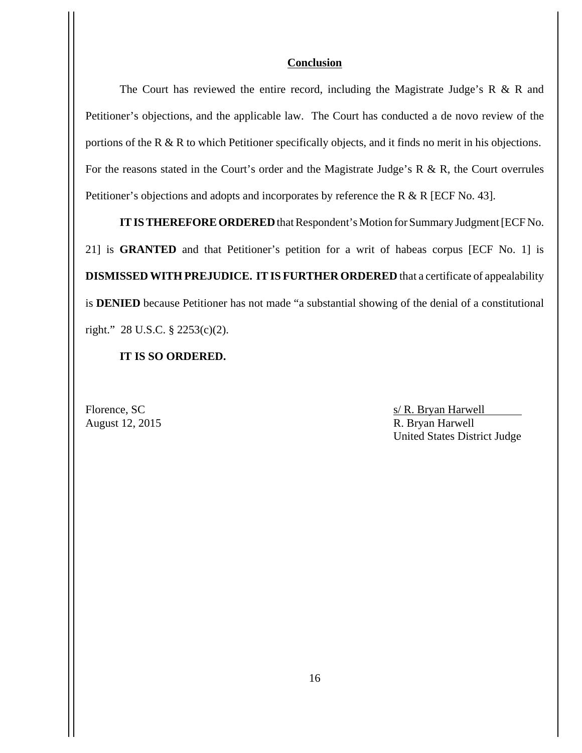## Conclusion

The Court has reviewed the entire record, including the Magistrate Judge's R & R and Petitioner's objections, and the applicable law. The Court has conducted a de novo review of the portions of the R & R to which Petitioner specifically objects, and it finds no merit in his objections. For the reasons stated in the Court's order and the Magistrate Judge's R & R, the Court overrules Petitioner's objections and adopts and incorporates by reference the R & R [ECF No. 43].

**IT IS THEREFORE ORDERED** that Respondent's Motion for Summary Judgment [ECF No. 21] is **GRANTED** and that Petitioner's petition for a writ of habeas corpus [ECF No. 1] is **DISMISSED WITH PREJUDICE. IT IS FURTHER ORDERED** that a certificate of appealability is **DENIED** because Petitioner has not made "a substantial showing of the denial of a constitutional right." 28 U.S.C. § 2253(c)(2).

**IT IS SO ORDERED.**

Florence, SC
August 12, 2015

s/ R. Bryan Harwell
R. Bryan Harwell
United States District Judge